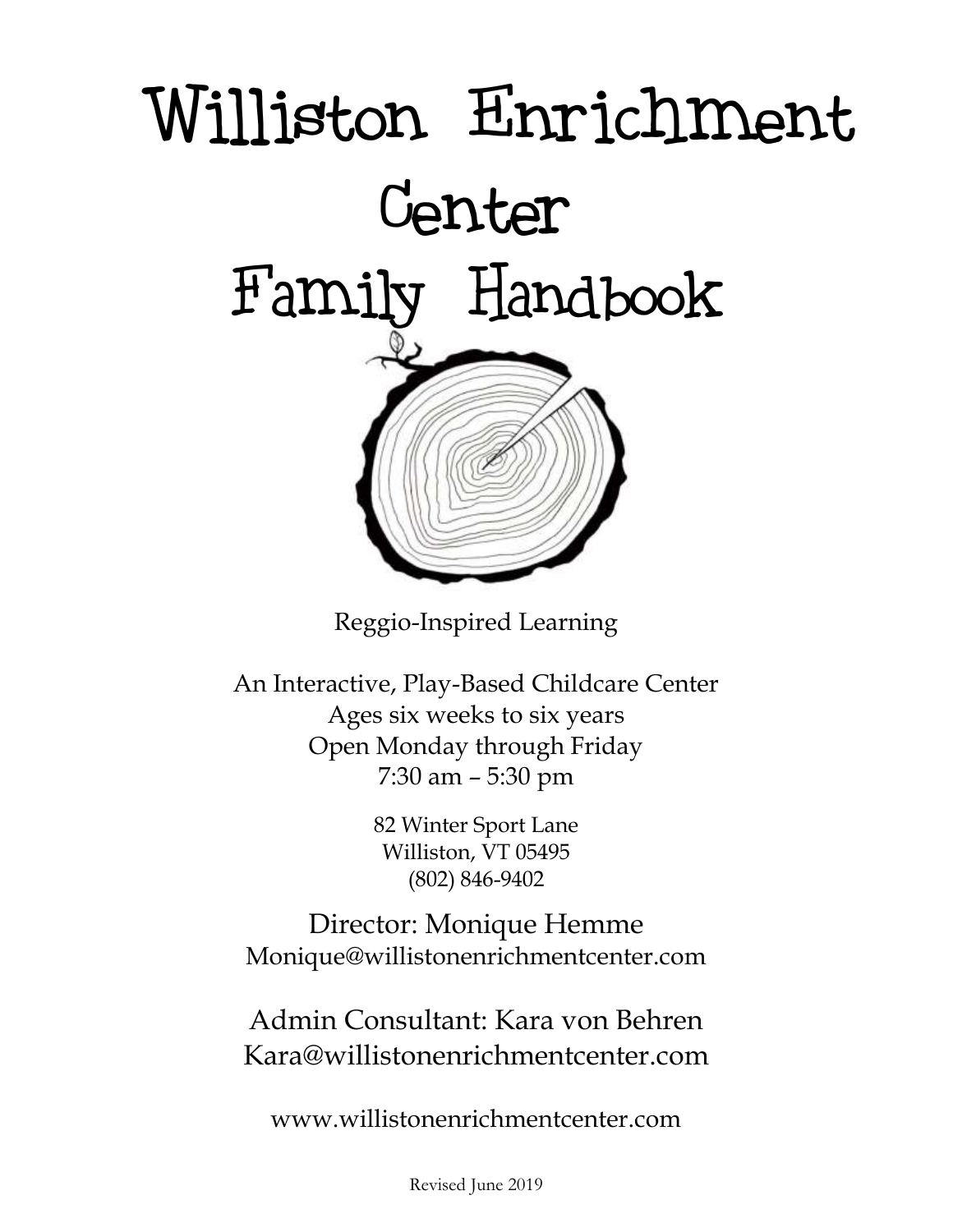# Williston Enrichment Center Family Handbook

Reggio-Inspired Learning

An Interactive, Play-Based Childcare Center
Ages six weeks to six years
Open Monday through Friday
7:30 am – 5:30 pm

82 Winter Sport Lane
Williston, VT 05495
(802) 846-9402

Director: Monique Hemme
Monique@willistonenrichmentcenter.com

Admin Consultant: Kara von Behren
Kara@willistonenrichmentcenter.com

www.willistonenrichmentcenter.com

Revised June 2019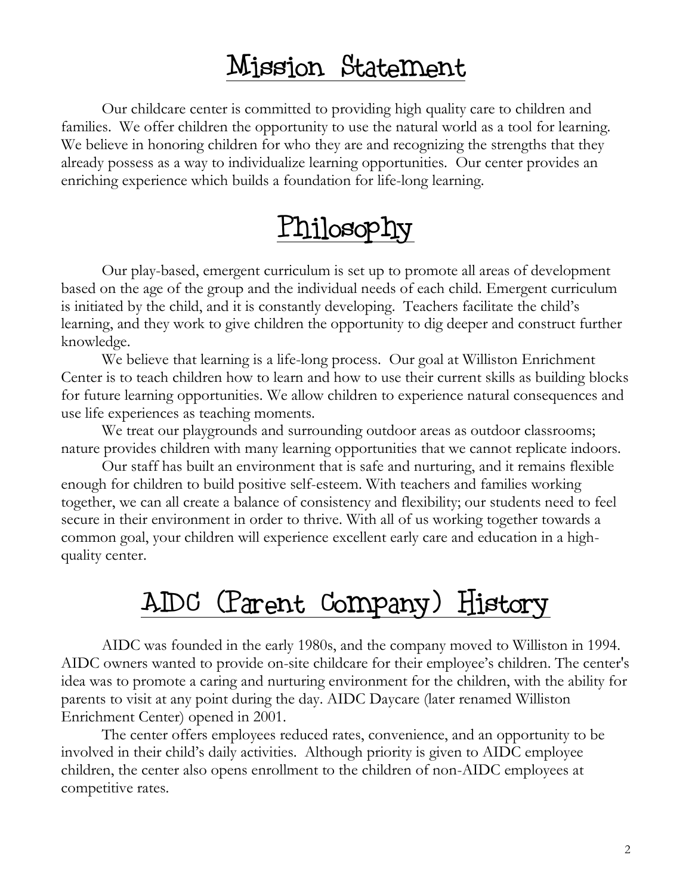# Mission Statement

Our childcare center is committed to providing high quality care to children and families. We offer children the opportunity to use the natural world as a tool for learning. We believe in honoring children for who they are and recognizing the strengths that they already possess as a way to individualize learning opportunities. Our center provides an enriching experience which builds a foundation for life-long learning.

# Philosophy

Our play-based, emergent curriculum is set up to promote all areas of development based on the age of the group and the individual needs of each child. Emergent curriculum is initiated by the child, and it is constantly developing. Teachers facilitate the child's learning, and they work to give children the opportunity to dig deeper and construct further knowledge.

We believe that learning is a life-long process. Our goal at Williston Enrichment Center is to teach children how to learn and how to use their current skills as building blocks for future learning opportunities. We allow children to experience natural consequences and use life experiences as teaching moments.

We treat our playgrounds and surrounding outdoor areas as outdoor classrooms; nature provides children with many learning opportunities that we cannot replicate indoors.

Our staff has built an environment that is safe and nurturing, and it remains flexible enough for children to build positive self-esteem. With teachers and families working together, we can all create a balance of consistency and flexibility; our students need to feel secure in their environment in order to thrive. With all of us working together towards a common goal, your children will experience excellent early care and education in a high-quality center.

# AIDC (Parent Company) History

AIDC was founded in the early 1980s, and the company moved to Williston in 1994. AIDC owners wanted to provide on-site childcare for their employee's children. The center's idea was to promote a caring and nurturing environment for the children, with the ability for parents to visit at any point during the day. AIDC Daycare (later renamed Williston Enrichment Center) opened in 2001.

The center offers employees reduced rates, convenience, and an opportunity to be involved in their child's daily activities. Although priority is given to AIDC employee children, the center also opens enrollment to the children of non-AIDC employees at competitive rates.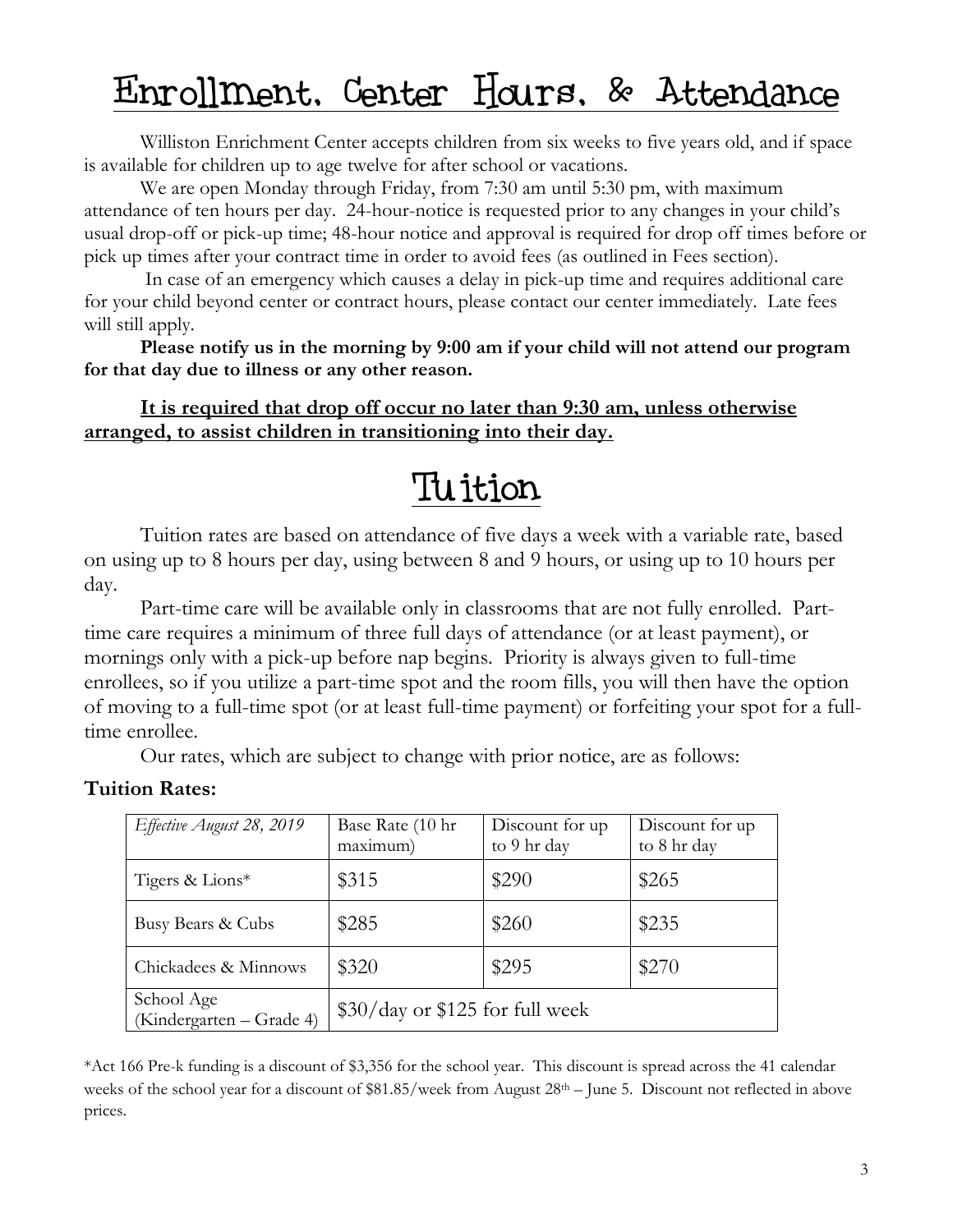# Enrollment, Center Hours, & Attendance

Williston Enrichment Center accepts children from six weeks to five years old, and if space is available for children up to age twelve for after school or vacations.

We are open Monday through Friday, from 7:30 am until 5:30 pm, with maximum attendance of ten hours per day. 24-hour-notice is requested prior to any changes in your child's usual drop-off or pick-up time; 48-hour notice and approval is required for drop off times before or pick up times after your contract time in order to avoid fees (as outlined in Fees section).

In case of an emergency which causes a delay in pick-up time and requires additional care for your child beyond center or contract hours, please contact our center immediately. Late fees will still apply.

**Please notify us in the morning by 9:00 am if your child will not attend our program for that day due to illness or any other reason.**

**It is required that drop off occur no later than 9:30 am, unless otherwise arranged, to assist children in transitioning into their day.**

# Tuition

Tuition rates are based on attendance of five days a week with a variable rate, based on using up to 8 hours per day, using between 8 and 9 hours, or using up to 10 hours per day.

Part-time care will be available only in classrooms that are not fully enrolled. Part-time care requires a minimum of three full days of attendance (or at least payment), or mornings only with a pick-up before nap begins. Priority is always given to full-time enrollees, so if you utilize a part-time spot and the room fills, you will then have the option of moving to a full-time spot (or at least full-time payment) or forfeiting your spot for a full-time enrollee.

Our rates, which are subject to change with prior notice, are as follows:

**Tuition Rates:**

| *Effective August 28, 2019* | Base Rate (10 hr maximum) | Discount for up to 9 hr day | Discount for up to 8 hr day |
|---|---|---|---|
| Tigers & Lions* | $315 | $290 | $265 |
| Busy Bears & Cubs | $285 | $260 | $235 |
| Chickadees & Minnows | $320 | $295 | $270 |
| School Age (Kindergarten – Grade 4) | $30/day or $125 for full week | | |

*Act 166 Pre-k funding is a discount of $3,356 for the school year. This discount is spread across the 41 calendar weeks of the school year for a discount of $81.85/week from August 28th – June 5. Discount not reflected in above prices.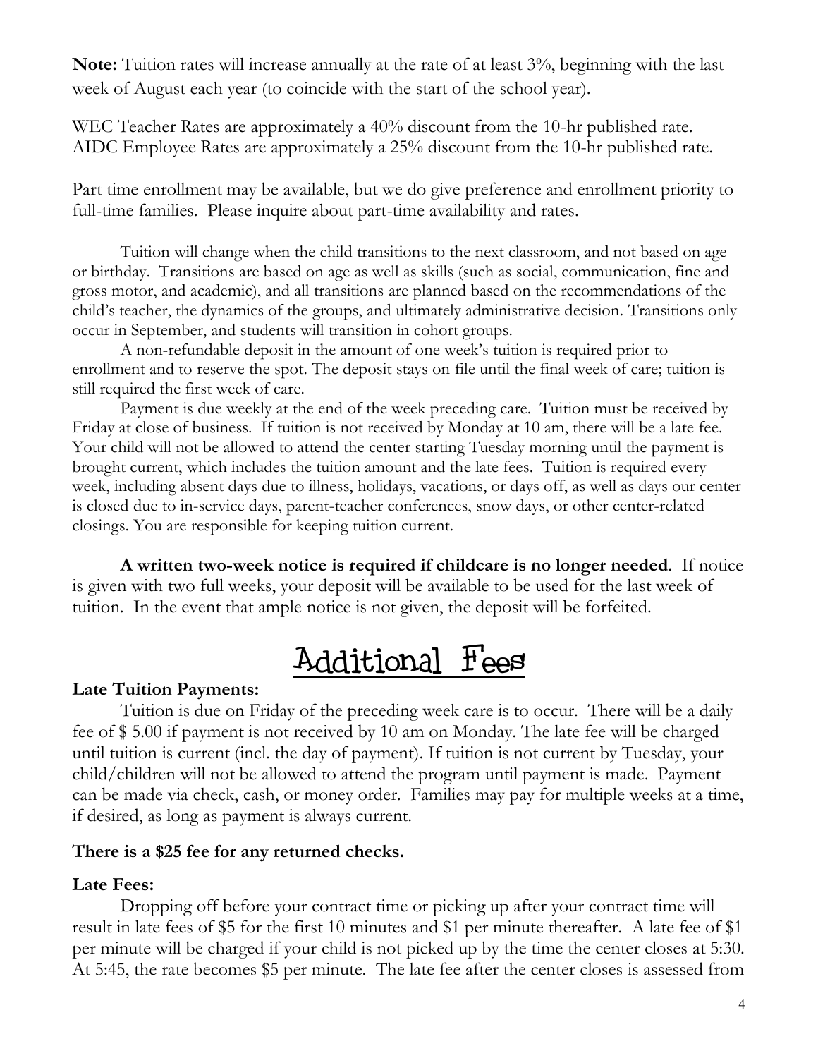**Note:** Tuition rates will increase annually at the rate of at least 3%, beginning with the last week of August each year (to coincide with the start of the school year).

WEC Teacher Rates are approximately a 40% discount from the 10-hr published rate.
AIDC Employee Rates are approximately a 25% discount from the 10-hr published rate.

Part time enrollment may be available, but we do give preference and enrollment priority to full-time families. Please inquire about part-time availability and rates.

Tuition will change when the child transitions to the next classroom, and not based on age or birthday. Transitions are based on age as well as skills (such as social, communication, fine and gross motor, and academic), and all transitions are planned based on the recommendations of the child's teacher, the dynamics of the groups, and ultimately administrative decision. Transitions only occur in September, and students will transition in cohort groups.

A non-refundable deposit in the amount of one week's tuition is required prior to enrollment and to reserve the spot. The deposit stays on file until the final week of care; tuition is still required the first week of care.

Payment is due weekly at the end of the week preceding care. Tuition must be received by Friday at close of business. If tuition is not received by Monday at 10 am, there will be a late fee. Your child will not be allowed to attend the center starting Tuesday morning until the payment is brought current, which includes the tuition amount and the late fees. Tuition is required every week, including absent days due to illness, holidays, vacations, or days off, as well as days our center is closed due to in-service days, parent-teacher conferences, snow days, or other center-related closings. You are responsible for keeping tuition current.

**A written two-week notice is required if childcare is no longer needed**. If notice is given with two full weeks, your deposit will be available to be used for the last week of tuition. In the event that ample notice is not given, the deposit will be forfeited.

# Additional Fees

**Late Tuition Payments:**

Tuition is due on Friday of the preceding week care is to occur. There will be a daily fee of $ 5.00 if payment is not received by 10 am on Monday. The late fee will be charged until tuition is current (incl. the day of payment). If tuition is not current by Tuesday, your child/children will not be allowed to attend the program until payment is made. Payment can be made via check, cash, or money order. Families may pay for multiple weeks at a time, if desired, as long as payment is always current.

**There is a $25 fee for any returned checks.**

**Late Fees:**

Dropping off before your contract time or picking up after your contract time will result in late fees of $5 for the first 10 minutes and $1 per minute thereafter. A late fee of $1 per minute will be charged if your child is not picked up by the time the center closes at 5:30. At 5:45, the rate becomes $5 per minute. The late fee after the center closes is assessed from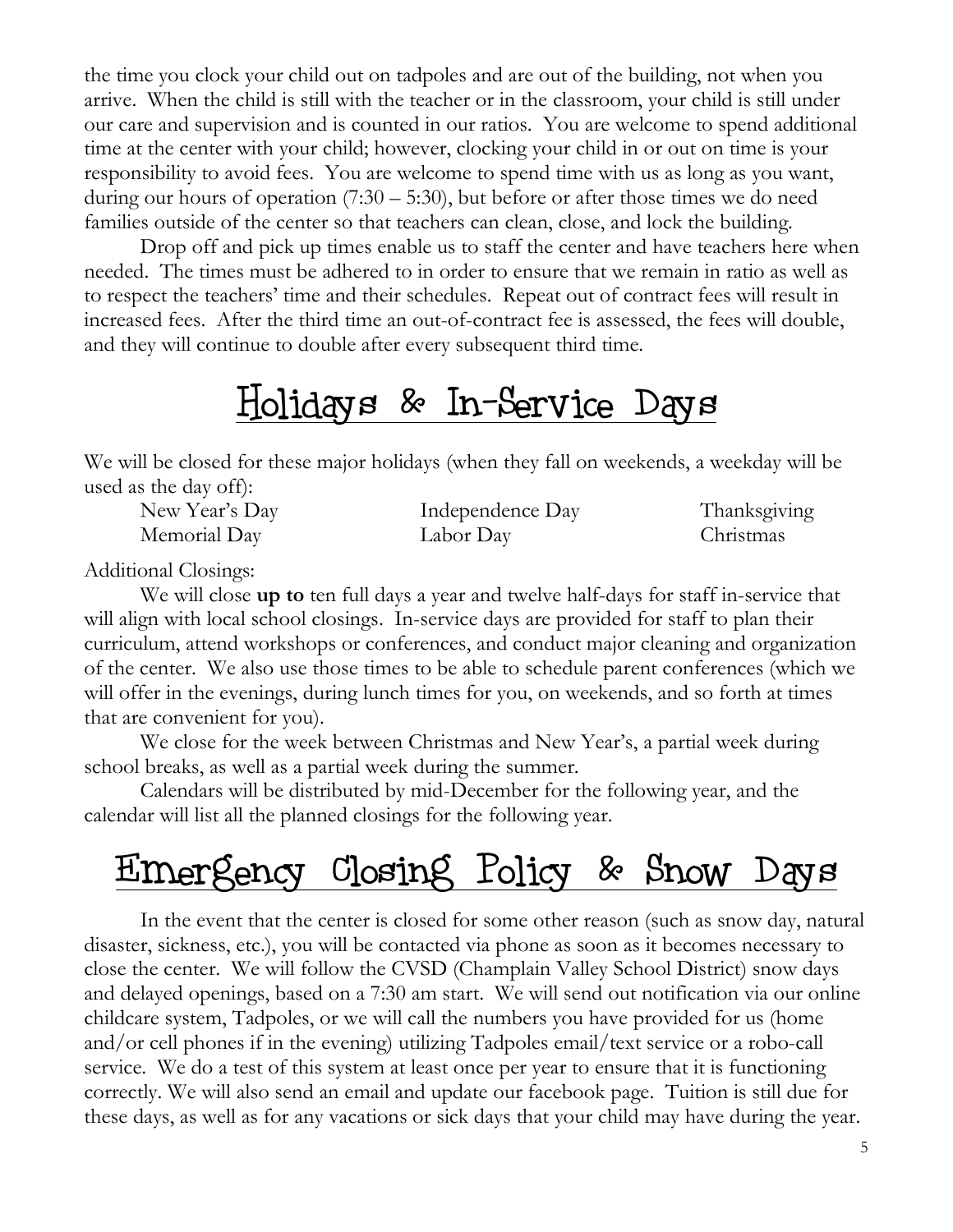the time you clock your child out on tadpoles and are out of the building, not when you arrive. When the child is still with the teacher or in the classroom, your child is still under our care and supervision and is counted in our ratios. You are welcome to spend additional time at the center with your child; however, clocking your child in or out on time is your responsibility to avoid fees. You are welcome to spend time with us as long as you want, during our hours of operation (7:30 – 5:30), but before or after those times we do need families outside of the center so that teachers can clean, close, and lock the building.

Drop off and pick up times enable us to staff the center and have teachers here when needed. The times must be adhered to in order to ensure that we remain in ratio as well as to respect the teachers' time and their schedules. Repeat out of contract fees will result in increased fees. After the third time an out-of-contract fee is assessed, the fees will double, and they will continue to double after every subsequent third time.

# Holidays & In-Service Days

We will be closed for these major holidays (when they fall on weekends, a weekday will be used as the day off):

- New Year's Day
- Memorial Day
- Independence Day
- Labor Day
- Thanksgiving
- Christmas

Additional Closings:

We will close **up to** ten full days a year and twelve half-days for staff in-service that will align with local school closings. In-service days are provided for staff to plan their curriculum, attend workshops or conferences, and conduct major cleaning and organization of the center. We also use those times to be able to schedule parent conferences (which we will offer in the evenings, during lunch times for you, on weekends, and so forth at times that are convenient for you).

We close for the week between Christmas and New Year's, a partial week during school breaks, as well as a partial week during the summer.

Calendars will be distributed by mid-December for the following year, and the calendar will list all the planned closings for the following year.

# Emergency Closing Policy & Snow Days

In the event that the center is closed for some other reason (such as snow day, natural disaster, sickness, etc.), you will be contacted via phone as soon as it becomes necessary to close the center. We will follow the CVSD (Champlain Valley School District) snow days and delayed openings, based on a 7:30 am start. We will send out notification via our online childcare system, Tadpoles, or we will call the numbers you have provided for us (home and/or cell phones if in the evening) utilizing Tadpoles email/text service or a robo-call service. We do a test of this system at least once per year to ensure that it is functioning correctly. We will also send an email and update our facebook page. Tuition is still due for these days, as well as for any vacations or sick days that your child may have during the year.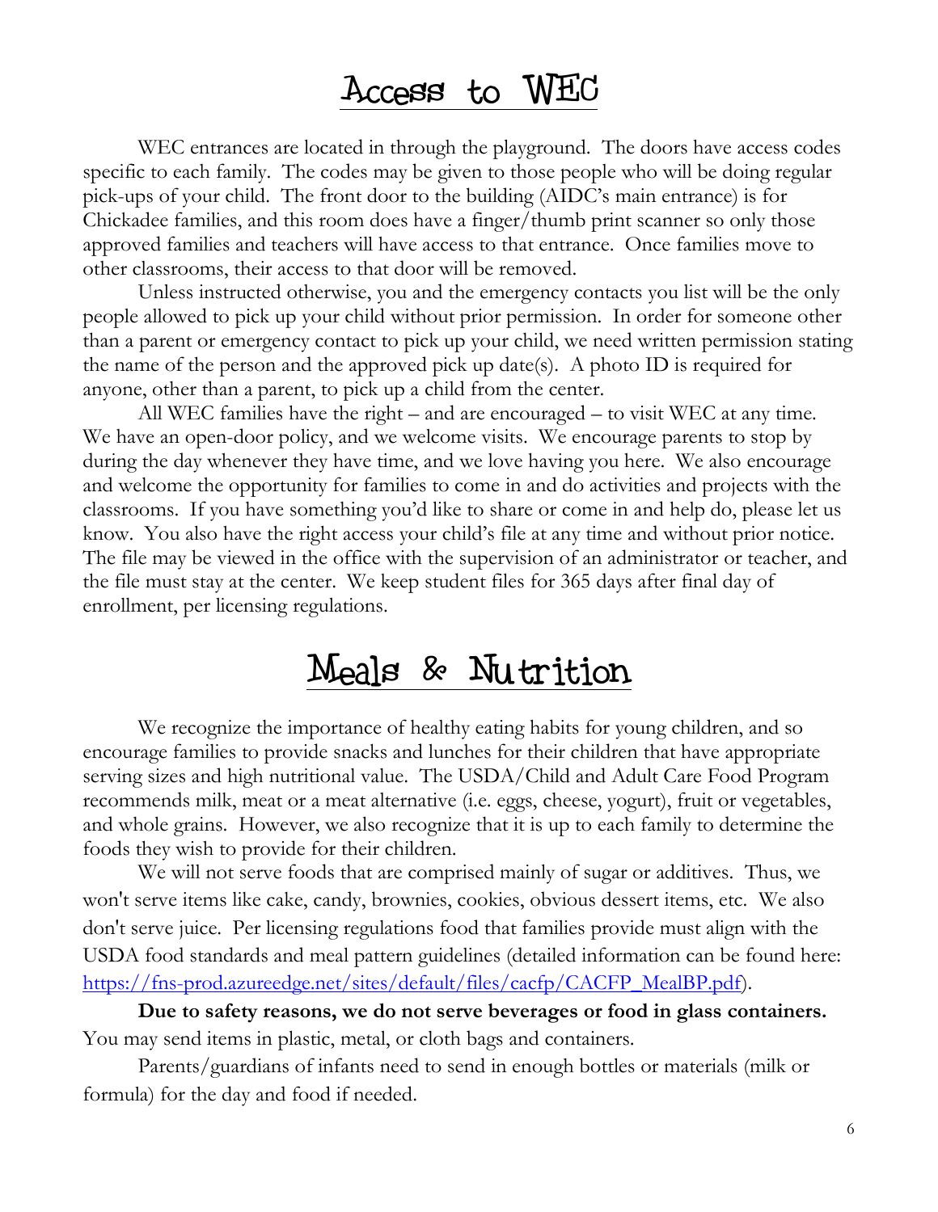# Access to WEC

WEC entrances are located in through the playground. The doors have access codes specific to each family. The codes may be given to those people who will be doing regular pick-ups of your child. The front door to the building (AIDC's main entrance) is for Chickadee families, and this room does have a finger/thumb print scanner so only those approved families and teachers will have access to that entrance. Once families move to other classrooms, their access to that door will be removed.

Unless instructed otherwise, you and the emergency contacts you list will be the only people allowed to pick up your child without prior permission. In order for someone other than a parent or emergency contact to pick up your child, we need written permission stating the name of the person and the approved pick up date(s). A photo ID is required for anyone, other than a parent, to pick up a child from the center.

All WEC families have the right – and are encouraged – to visit WEC at any time. We have an open-door policy, and we welcome visits. We encourage parents to stop by during the day whenever they have time, and we love having you here. We also encourage and welcome the opportunity for families to come in and do activities and projects with the classrooms. If you have something you'd like to share or come in and help do, please let us know. You also have the right access your child's file at any time and without prior notice. The file may be viewed in the office with the supervision of an administrator or teacher, and the file must stay at the center. We keep student files for 365 days after final day of enrollment, per licensing regulations.

# Meals & Nutrition

We recognize the importance of healthy eating habits for young children, and so encourage families to provide snacks and lunches for their children that have appropriate serving sizes and high nutritional value. The USDA/Child and Adult Care Food Program recommends milk, meat or a meat alternative (i.e. eggs, cheese, yogurt), fruit or vegetables, and whole grains. However, we also recognize that it is up to each family to determine the foods they wish to provide for their children.

We will not serve foods that are comprised mainly of sugar or additives. Thus, we won't serve items like cake, candy, brownies, cookies, obvious dessert items, etc. We also don't serve juice. Per licensing regulations food that families provide must align with the USDA food standards and meal pattern guidelines (detailed information can be found here: https://fns-prod.azureedge.net/sites/default/files/cacfp/CACFP_MealBP.pdf).

**Due to safety reasons, we do not serve beverages or food in glass containers.** You may send items in plastic, metal, or cloth bags and containers.

Parents/guardians of infants need to send in enough bottles or materials (milk or formula) for the day and food if needed.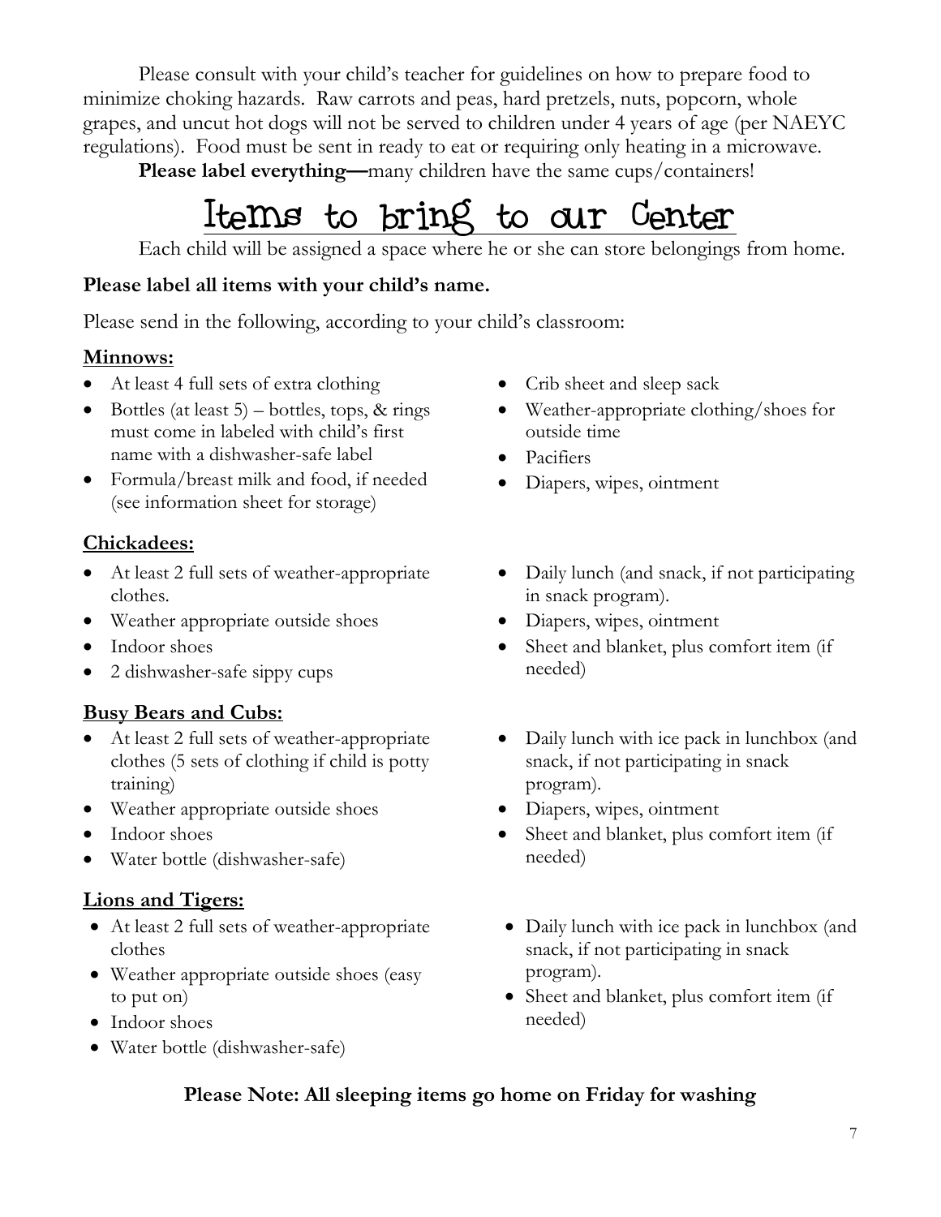Please consult with your child's teacher for guidelines on how to prepare food to minimize choking hazards. Raw carrots and peas, hard pretzels, nuts, popcorn, whole grapes, and uncut hot dogs will not be served to children under 4 years of age (per NAEYC regulations). Food must be sent in ready to eat or requiring only heating in a microwave.

**Please label everything—**many children have the same cups/containers!

# Items to bring to our Center

Each child will be assigned a space where he or she can store belongings from home.

**Please label all items with your child's name.**

Please send in the following, according to your child's classroom:

## Minnows:

- At least 4 full sets of extra clothing
- Bottles (at least 5) – bottles, tops, & rings must come in labeled with child's first name with a dishwasher-safe label
- Formula/breast milk and food, if needed (see information sheet for storage)
- Crib sheet and sleep sack
- Weather-appropriate clothing/shoes for outside time
- Pacifiers
- Diapers, wipes, ointment

## Chickadees:

- At least 2 full sets of weather-appropriate clothes.
- Weather appropriate outside shoes
- Indoor shoes
- 2 dishwasher-safe sippy cups
- Daily lunch (and snack, if not participating in snack program).
- Diapers, wipes, ointment
- Sheet and blanket, plus comfort item (if needed)

## Busy Bears and Cubs:

- At least 2 full sets of weather-appropriate clothes (5 sets of clothing if child is potty training)
- Weather appropriate outside shoes
- Indoor shoes
- Water bottle (dishwasher-safe)
- Daily lunch with ice pack in lunchbox (and snack, if not participating in snack program).
- Diapers, wipes, ointment
- Sheet and blanket, plus comfort item (if needed)

## Lions and Tigers:

- At least 2 full sets of weather-appropriate clothes
- Weather appropriate outside shoes (easy to put on)
- Indoor shoes
- Water bottle (dishwasher-safe)
- Daily lunch with ice pack in lunchbox (and snack, if not participating in snack program).
- Sheet and blanket, plus comfort item (if needed)

**Please Note: All sleeping items go home on Friday for washing**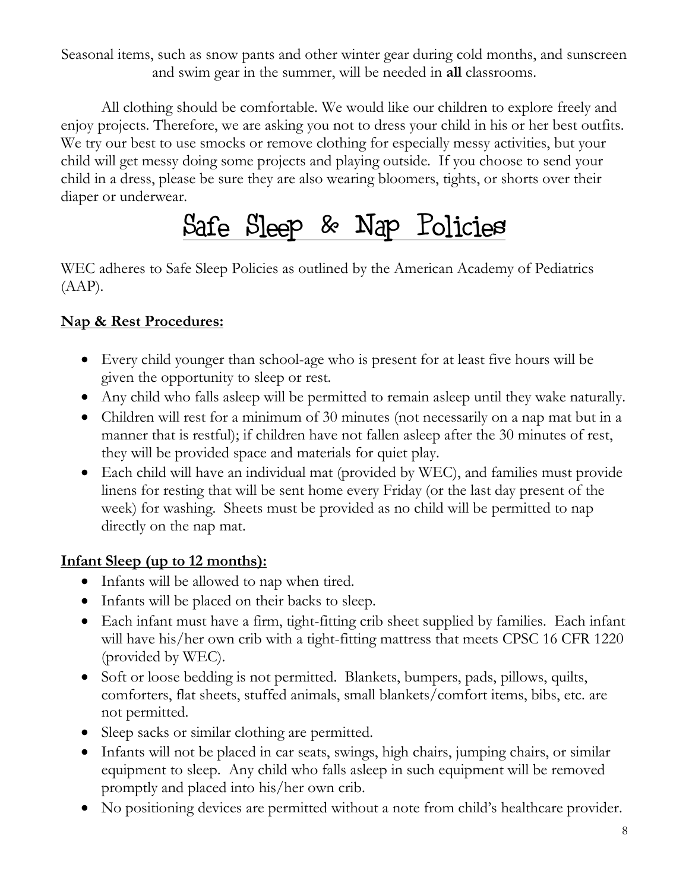Seasonal items, such as snow pants and other winter gear during cold months, and sunscreen and swim gear in the summer, will be needed in **all** classrooms.

All clothing should be comfortable. We would like our children to explore freely and enjoy projects. Therefore, we are asking you not to dress your child in his or her best outfits. We try our best to use smocks or remove clothing for especially messy activities, but your child will get messy doing some projects and playing outside. If you choose to send your child in a dress, please be sure they are also wearing bloomers, tights, or shorts over their diaper or underwear.

# Safe Sleep & Nap Policies

WEC adheres to Safe Sleep Policies as outlined by the American Academy of Pediatrics (AAP).

## Nap & Rest Procedures:

- Every child younger than school-age who is present for at least five hours will be given the opportunity to sleep or rest.
- Any child who falls asleep will be permitted to remain asleep until they wake naturally.
- Children will rest for a minimum of 30 minutes (not necessarily on a nap mat but in a manner that is restful); if children have not fallen asleep after the 30 minutes of rest, they will be provided space and materials for quiet play.
- Each child will have an individual mat (provided by WEC), and families must provide linens for resting that will be sent home every Friday (or the last day present of the week) for washing. Sheets must be provided as no child will be permitted to nap directly on the nap mat.

## Infant Sleep (up to 12 months):

- Infants will be allowed to nap when tired.
- Infants will be placed on their backs to sleep.
- Each infant must have a firm, tight-fitting crib sheet supplied by families. Each infant will have his/her own crib with a tight-fitting mattress that meets CPSC 16 CFR 1220 (provided by WEC).
- Soft or loose bedding is not permitted. Blankets, bumpers, pads, pillows, quilts, comforters, flat sheets, stuffed animals, small blankets/comfort items, bibs, etc. are not permitted.
- Sleep sacks or similar clothing are permitted.
- Infants will not be placed in car seats, swings, high chairs, jumping chairs, or similar equipment to sleep. Any child who falls asleep in such equipment will be removed promptly and placed into his/her own crib.
- No positioning devices are permitted without a note from child's healthcare provider.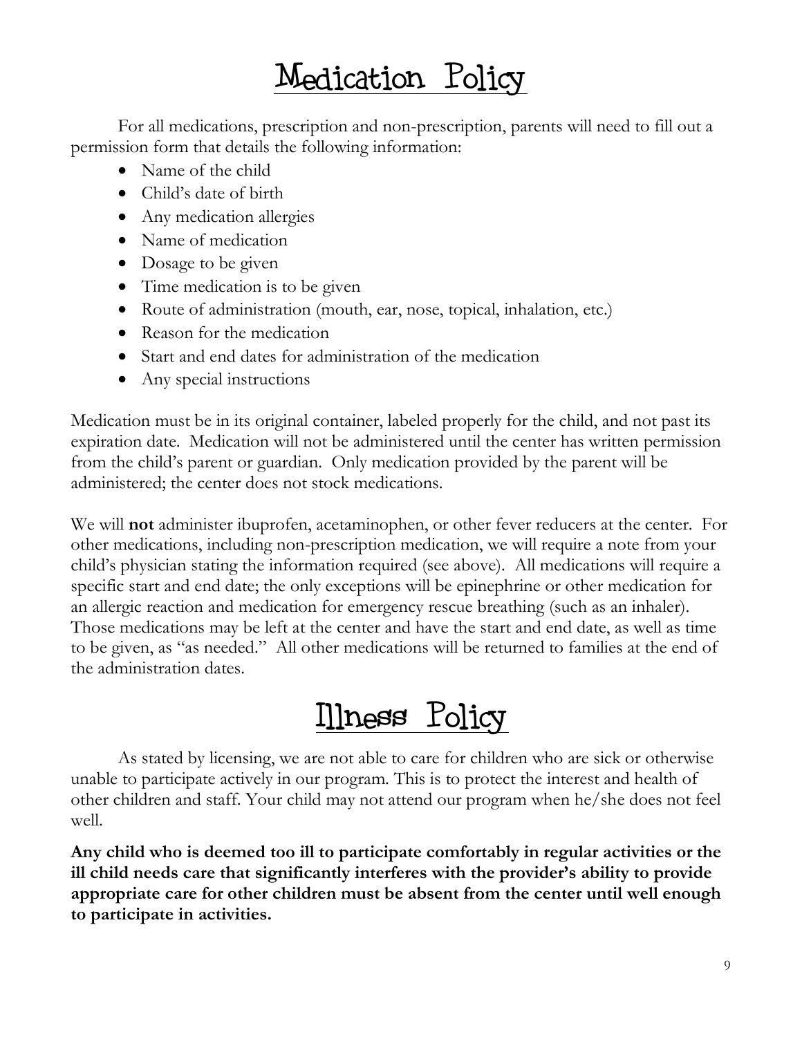# Medication Policy

For all medications, prescription and non-prescription, parents will need to fill out a permission form that details the following information:

- Name of the child
- Child's date of birth
- Any medication allergies
- Name of medication
- Dosage to be given
- Time medication is to be given
- Route of administration (mouth, ear, nose, topical, inhalation, etc.)
- Reason for the medication
- Start and end dates for administration of the medication
- Any special instructions

Medication must be in its original container, labeled properly for the child, and not past its expiration date. Medication will not be administered until the center has written permission from the child's parent or guardian. Only medication provided by the parent will be administered; the center does not stock medications.

We will **not** administer ibuprofen, acetaminophen, or other fever reducers at the center. For other medications, including non-prescription medication, we will require a note from your child's physician stating the information required (see above). All medications will require a specific start and end date; the only exceptions will be epinephrine or other medication for an allergic reaction and medication for emergency rescue breathing (such as an inhaler). Those medications may be left at the center and have the start and end date, as well as time to be given, as "as needed." All other medications will be returned to families at the end of the administration dates.

# Illness Policy

As stated by licensing, we are not able to care for children who are sick or otherwise unable to participate actively in our program. This is to protect the interest and health of other children and staff. Your child may not attend our program when he/she does not feel well.

**Any child who is deemed too ill to participate comfortably in regular activities or the ill child needs care that significantly interferes with the provider's ability to provide appropriate care for other children must be absent from the center until well enough to participate in activities.**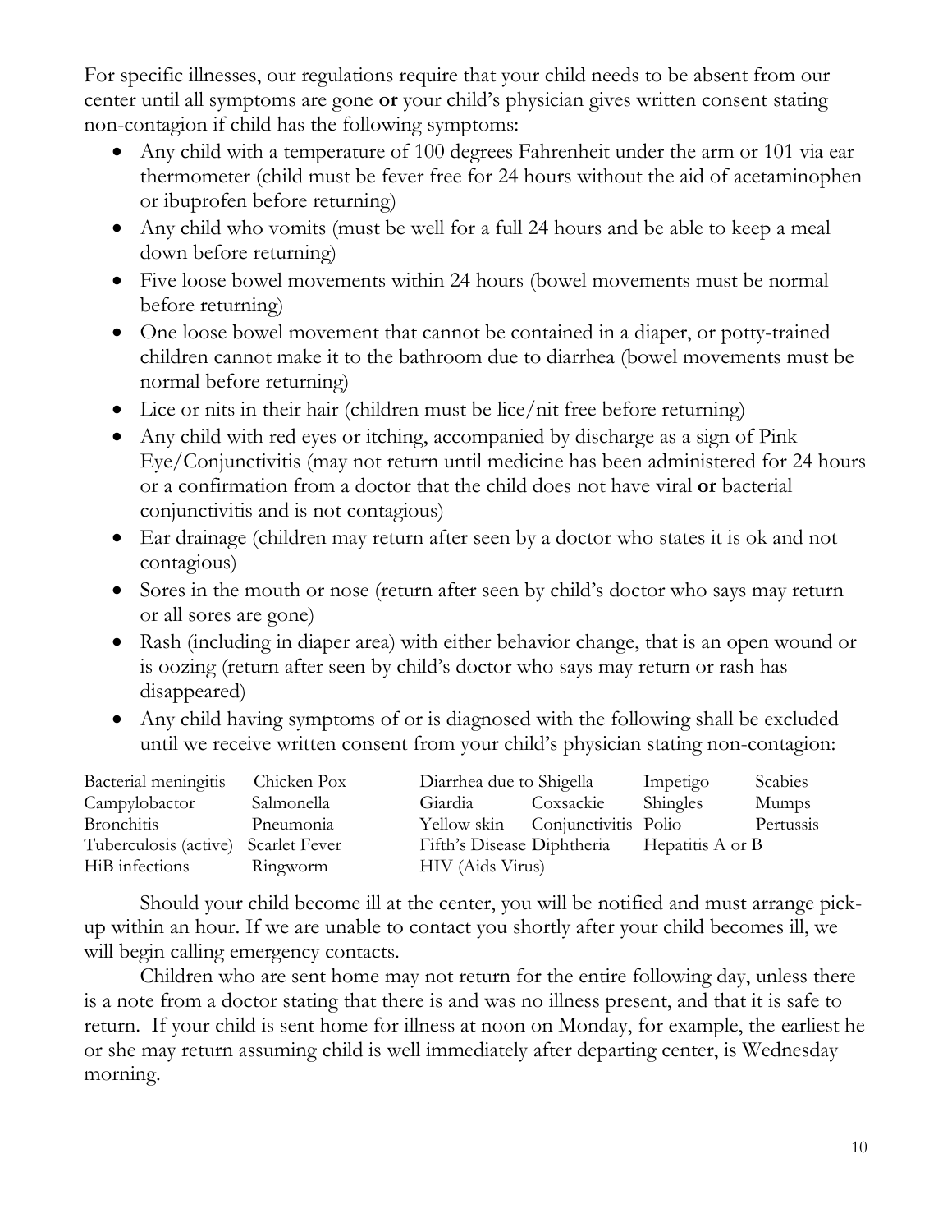For specific illnesses, our regulations require that your child needs to be absent from our center until all symptoms are gone **or** your child's physician gives written consent stating non-contagion if child has the following symptoms:

- Any child with a temperature of 100 degrees Fahrenheit under the arm or 101 via ear thermometer (child must be fever free for 24 hours without the aid of acetaminophen or ibuprofen before returning)
- Any child who vomits (must be well for a full 24 hours and be able to keep a meal down before returning)
- Five loose bowel movements within 24 hours (bowel movements must be normal before returning)
- One loose bowel movement that cannot be contained in a diaper, or potty-trained children cannot make it to the bathroom due to diarrhea (bowel movements must be normal before returning)
- Lice or nits in their hair (children must be lice/nit free before returning)
- Any child with red eyes or itching, accompanied by discharge as a sign of Pink Eye/Conjunctivitis (may not return until medicine has been administered for 24 hours or a confirmation from a doctor that the child does not have viral **or** bacterial conjunctivitis and is not contagious)
- Ear drainage (children may return after seen by a doctor who states it is ok and not contagious)
- Sores in the mouth or nose (return after seen by child's doctor who says may return or all sores are gone)
- Rash (including in diaper area) with either behavior change, that is an open wound or is oozing (return after seen by child's doctor who says may return or rash has disappeared)
- Any child having symptoms of or is diagnosed with the following shall be excluded until we receive written consent from your child's physician stating non-contagion:

| | | | | | |
|---|---|---|---|---|---|
| Bacterial meningitis | Chicken Pox | Diarrhea due to Shigella | | Impetigo | Scabies |
| Campylobacter | Salmonella | Giardia | Coxsackie | Shingles | Mumps |
| Bronchitis | Pneumonia | Yellow skin | Conjunctivitis | Polio | Pertussis |
| Tuberculosis (active) | Scarlet Fever | Fifth's Disease | Diphtheria | Hepatitis A or B | |
| HiB infections | Ringworm | HIV (Aids Virus) | | | |

Should your child become ill at the center, you will be notified and must arrange pick-up within an hour. If we are unable to contact you shortly after your child becomes ill, we will begin calling emergency contacts.

Children who are sent home may not return for the entire following day, unless there is a note from a doctor stating that there is and was no illness present, and that it is safe to return. If your child is sent home for illness at noon on Monday, for example, the earliest he or she may return assuming child is well immediately after departing center, is Wednesday morning.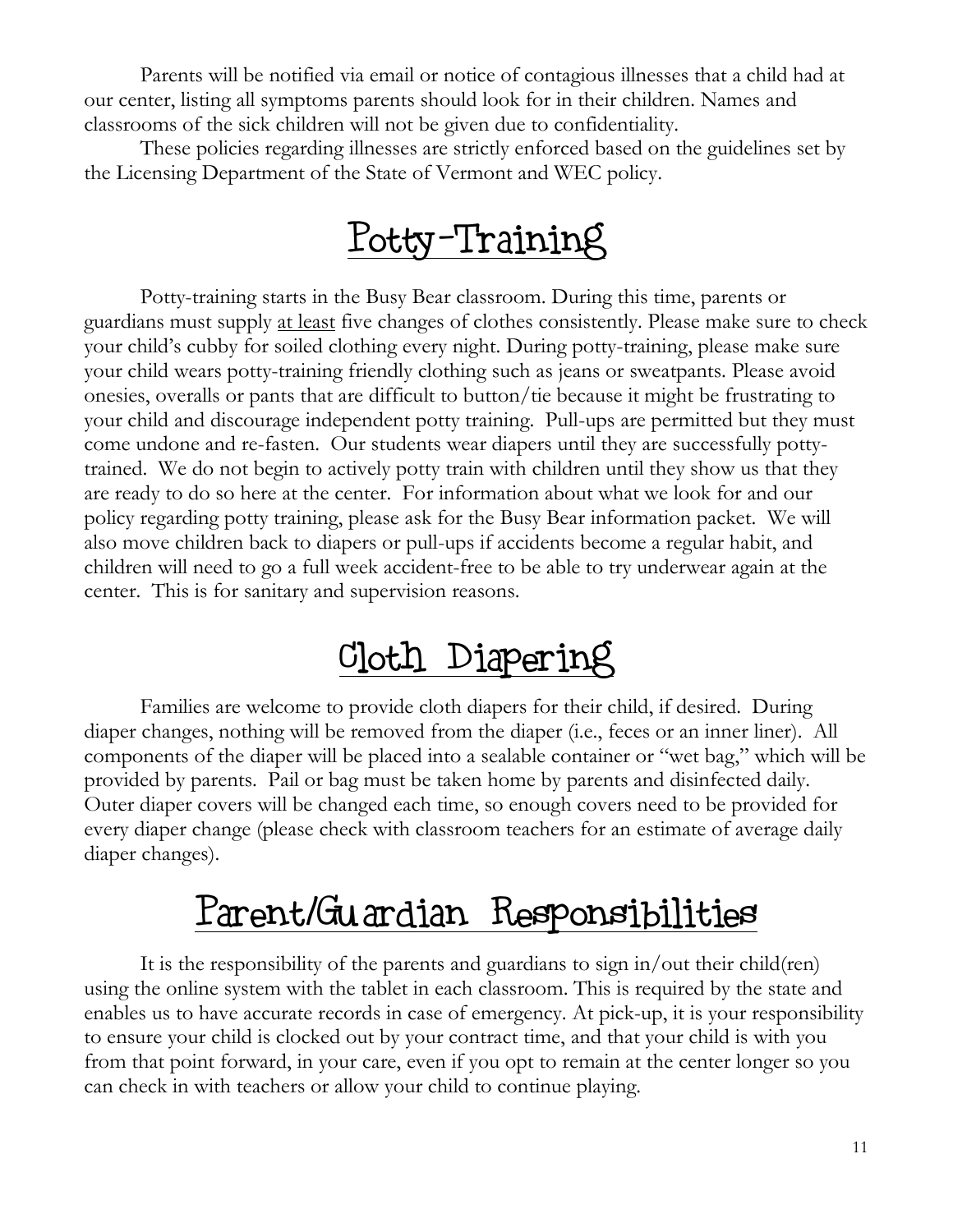Parents will be notified via email or notice of contagious illnesses that a child had at our center, listing all symptoms parents should look for in their children. Names and classrooms of the sick children will not be given due to confidentiality.

These policies regarding illnesses are strictly enforced based on the guidelines set by the Licensing Department of the State of Vermont and WEC policy.

# Potty-Training

Potty-training starts in the Busy Bear classroom. During this time, parents or guardians must supply <u>at least</u> five changes of clothes consistently. Please make sure to check your child's cubby for soiled clothing every night. During potty-training, please make sure your child wears potty-training friendly clothing such as jeans or sweatpants. Please avoid onesies, overalls or pants that are difficult to button/tie because it might be frustrating to your child and discourage independent potty training. Pull-ups are permitted but they must come undone and re-fasten. Our students wear diapers until they are successfully potty-trained. We do not begin to actively potty train with children until they show us that they are ready to do so here at the center. For information about what we look for and our policy regarding potty training, please ask for the Busy Bear information packet. We will also move children back to diapers or pull-ups if accidents become a regular habit, and children will need to go a full week accident-free to be able to try underwear again at the center. This is for sanitary and supervision reasons.

# Cloth Diapering

Families are welcome to provide cloth diapers for their child, if desired. During diaper changes, nothing will be removed from the diaper (i.e., feces or an inner liner). All components of the diaper will be placed into a sealable container or "wet bag," which will be provided by parents. Pail or bag must be taken home by parents and disinfected daily. Outer diaper covers will be changed each time, so enough covers need to be provided for every diaper change (please check with classroom teachers for an estimate of average daily diaper changes).

# Parent/Guardian Responsibilities

It is the responsibility of the parents and guardians to sign in/out their child(ren) using the online system with the tablet in each classroom. This is required by the state and enables us to have accurate records in case of emergency. At pick-up, it is your responsibility to ensure your child is clocked out by your contract time, and that your child is with you from that point forward, in your care, even if you opt to remain at the center longer so you can check in with teachers or allow your child to continue playing.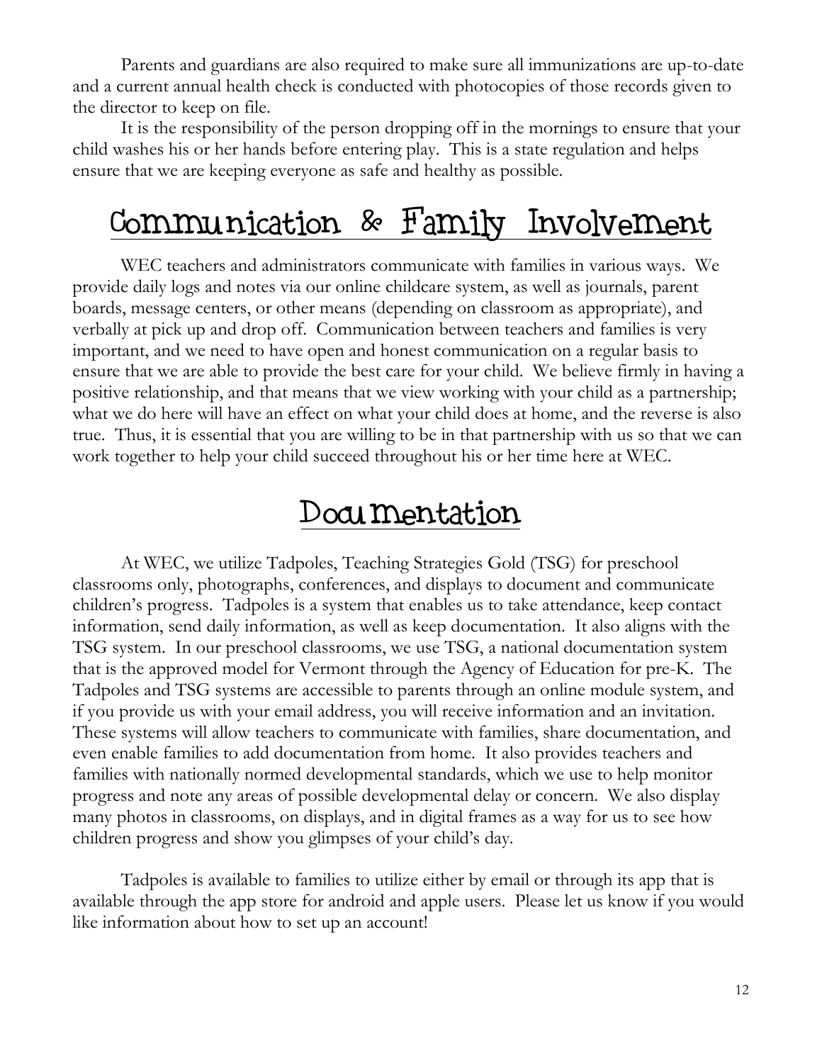Parents and guardians are also required to make sure all immunizations are up-to-date and a current annual health check is conducted with photocopies of those records given to the director to keep on file.

It is the responsibility of the person dropping off in the mornings to ensure that your child washes his or her hands before entering play. This is a state regulation and helps ensure that we are keeping everyone as safe and healthy as possible.

# Communication & Family Involvement

WEC teachers and administrators communicate with families in various ways. We provide daily logs and notes via our online childcare system, as well as journals, parent boards, message centers, or other means (depending on classroom as appropriate), and verbally at pick up and drop off. Communication between teachers and families is very important, and we need to have open and honest communication on a regular basis to ensure that we are able to provide the best care for your child. We believe firmly in having a positive relationship, and that means that we view working with your child as a partnership; what we do here will have an effect on what your child does at home, and the reverse is also true. Thus, it is essential that you are willing to be in that partnership with us so that we can work together to help your child succeed throughout his or her time here at WEC.

# Documentation

At WEC, we utilize Tadpoles, Teaching Strategies Gold (TSG) for preschool classrooms only, photographs, conferences, and displays to document and communicate children's progress. Tadpoles is a system that enables us to take attendance, keep contact information, send daily information, as well as keep documentation. It also aligns with the TSG system. In our preschool classrooms, we use TSG, a national documentation system that is the approved model for Vermont through the Agency of Education for pre-K. The Tadpoles and TSG systems are accessible to parents through an online module system, and if you provide us with your email address, you will receive information and an invitation. These systems will allow teachers to communicate with families, share documentation, and even enable families to add documentation from home. It also provides teachers and families with nationally normed developmental standards, which we use to help monitor progress and note any areas of possible developmental delay or concern. We also display many photos in classrooms, on displays, and in digital frames as a way for us to see how children progress and show you glimpses of your child's day.

Tadpoles is available to families to utilize either by email or through its app that is available through the app store for android and apple users. Please let us know if you would like information about how to set up an account!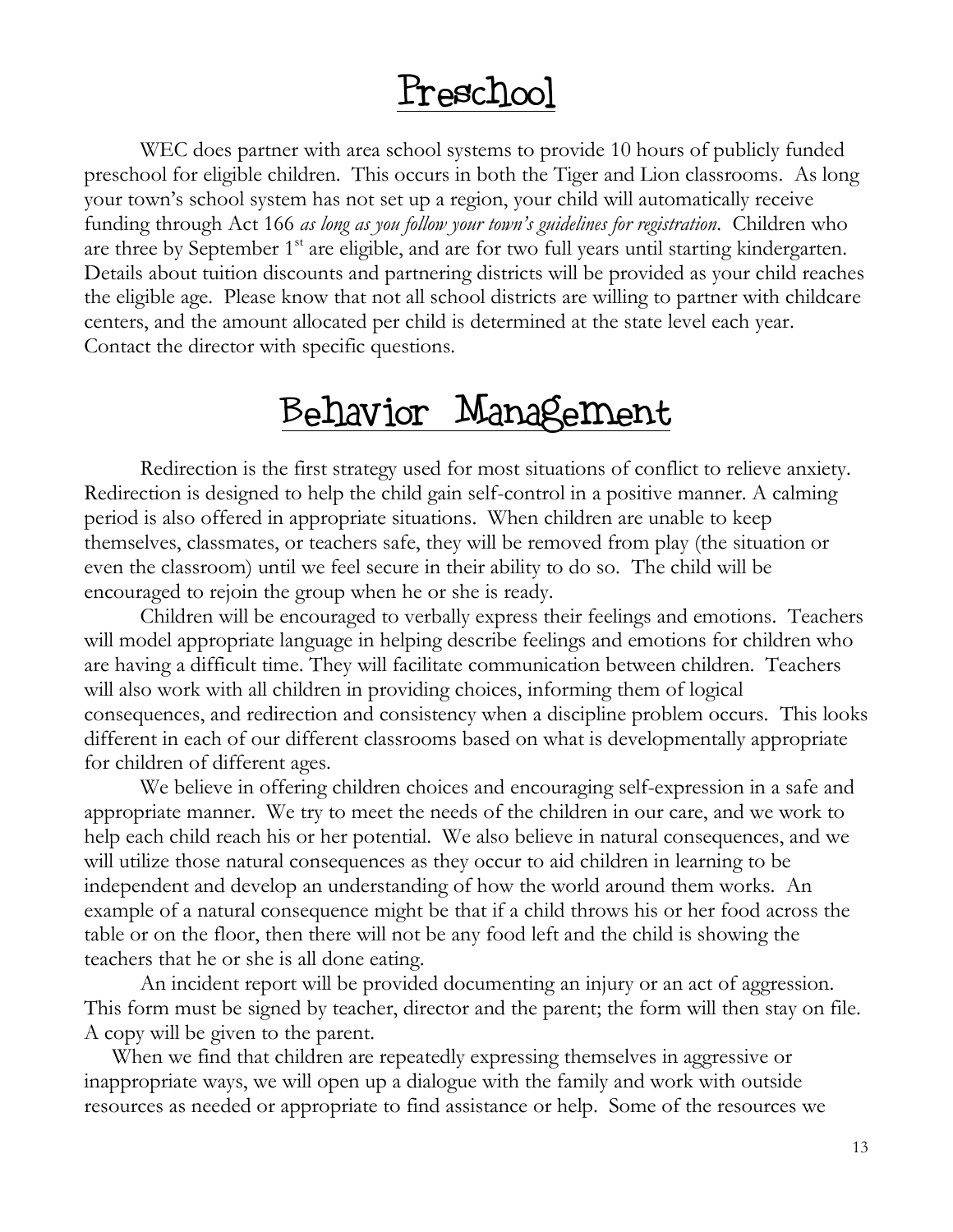# Preschool

WEC does partner with area school systems to provide 10 hours of publicly funded preschool for eligible children. This occurs in both the Tiger and Lion classrooms. As long your town's school system has not set up a region, your child will automatically receive funding through Act 166 *as long as you follow your town's guidelines for registration*. Children who are three by September 1st are eligible, and are for two full years until starting kindergarten. Details about tuition discounts and partnering districts will be provided as your child reaches the eligible age. Please know that not all school districts are willing to partner with childcare centers, and the amount allocated per child is determined at the state level each year. Contact the director with specific questions.

# Behavior Management

Redirection is the first strategy used for most situations of conflict to relieve anxiety. Redirection is designed to help the child gain self-control in a positive manner. A calming period is also offered in appropriate situations. When children are unable to keep themselves, classmates, or teachers safe, they will be removed from play (the situation or even the classroom) until we feel secure in their ability to do so. The child will be encouraged to rejoin the group when he or she is ready.

Children will be encouraged to verbally express their feelings and emotions. Teachers will model appropriate language in helping describe feelings and emotions for children who are having a difficult time. They will facilitate communication between children. Teachers will also work with all children in providing choices, informing them of logical consequences, and redirection and consistency when a discipline problem occurs. This looks different in each of our different classrooms based on what is developmentally appropriate for children of different ages.

We believe in offering children choices and encouraging self-expression in a safe and appropriate manner. We try to meet the needs of the children in our care, and we work to help each child reach his or her potential. We also believe in natural consequences, and we will utilize those natural consequences as they occur to aid children in learning to be independent and develop an understanding of how the world around them works. An example of a natural consequence might be that if a child throws his or her food across the table or on the floor, then there will not be any food left and the child is showing the teachers that he or she is all done eating.

An incident report will be provided documenting an injury or an act of aggression. This form must be signed by teacher, director and the parent; the form will then stay on file. A copy will be given to the parent.

When we find that children are repeatedly expressing themselves in aggressive or inappropriate ways, we will open up a dialogue with the family and work with outside resources as needed or appropriate to find assistance or help. Some of the resources we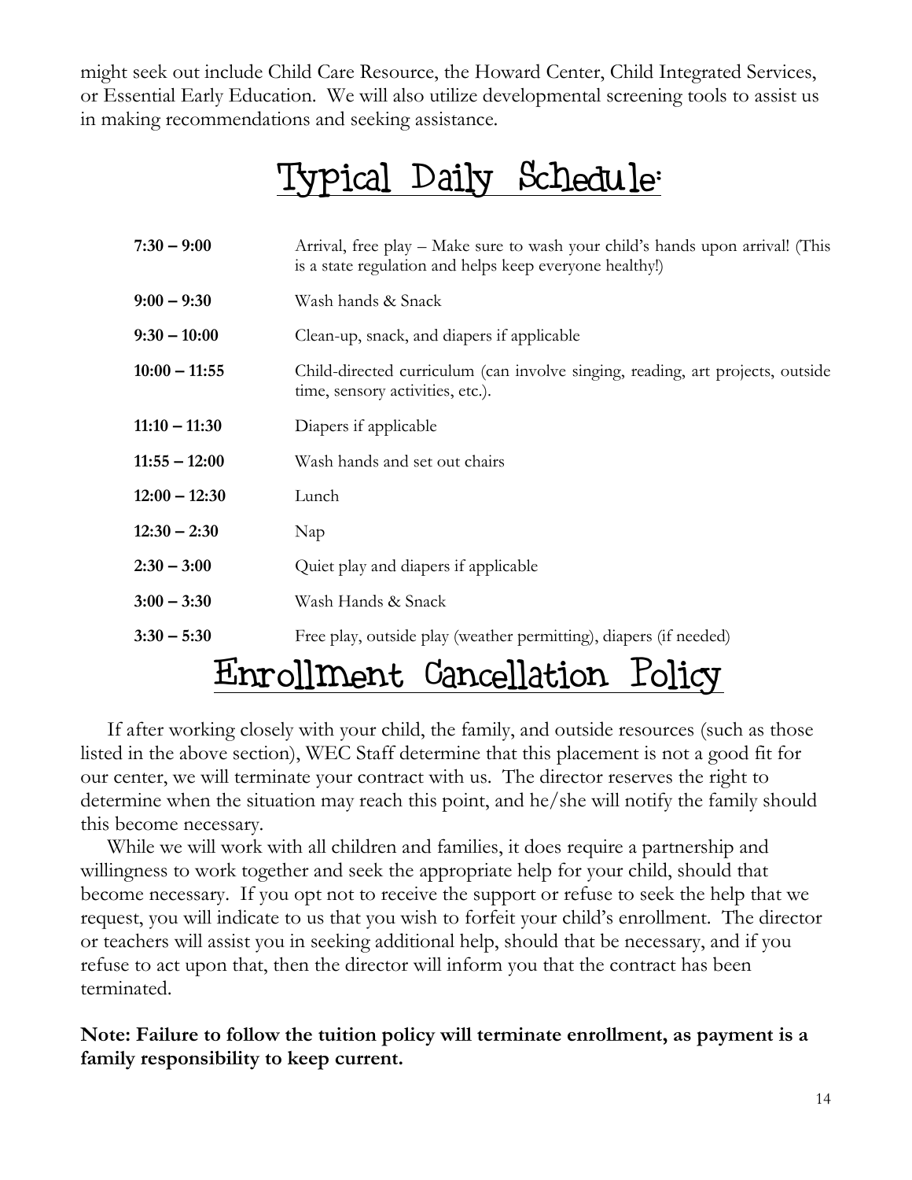might seek out include Child Care Resource, the Howard Center, Child Integrated Services, or Essential Early Education. We will also utilize developmental screening tools to assist us in making recommendations and seeking assistance.

# Typical Daily Schedule:

| | |
|---|---|
| **7:30 – 9:00** | Arrival, free play – Make sure to wash your child's hands upon arrival! (This is a state regulation and helps keep everyone healthy!) |
| **9:00 – 9:30** | Wash hands & Snack |
| **9:30 – 10:00** | Clean-up, snack, and diapers if applicable |
| **10:00 – 11:55** | Child-directed curriculum (can involve singing, reading, art projects, outside time, sensory activities, etc.). |
| **11:10 – 11:30** | Diapers if applicable |
| **11:55 – 12:00** | Wash hands and set out chairs |
| **12:00 – 12:30** | Lunch |
| **12:30 – 2:30** | Nap |
| **2:30 – 3:00** | Quiet play and diapers if applicable |
| **3:00 – 3:30** | Wash Hands & Snack |
| **3:30 – 5:30** | Free play, outside play (weather permitting), diapers (if needed) |

# Enrollment Cancellation Policy

If after working closely with your child, the family, and outside resources (such as those listed in the above section), WEC Staff determine that this placement is not a good fit for our center, we will terminate your contract with us. The director reserves the right to determine when the situation may reach this point, and he/she will notify the family should this become necessary.

While we will work with all children and families, it does require a partnership and willingness to work together and seek the appropriate help for your child, should that become necessary. If you opt not to receive the support or refuse to seek the help that we request, you will indicate to us that you wish to forfeit your child's enrollment. The director or teachers will assist you in seeking additional help, should that be necessary, and if you refuse to act upon that, then the director will inform you that the contract has been terminated.

**Note: Failure to follow the tuition policy will terminate enrollment, as payment is a family responsibility to keep current.**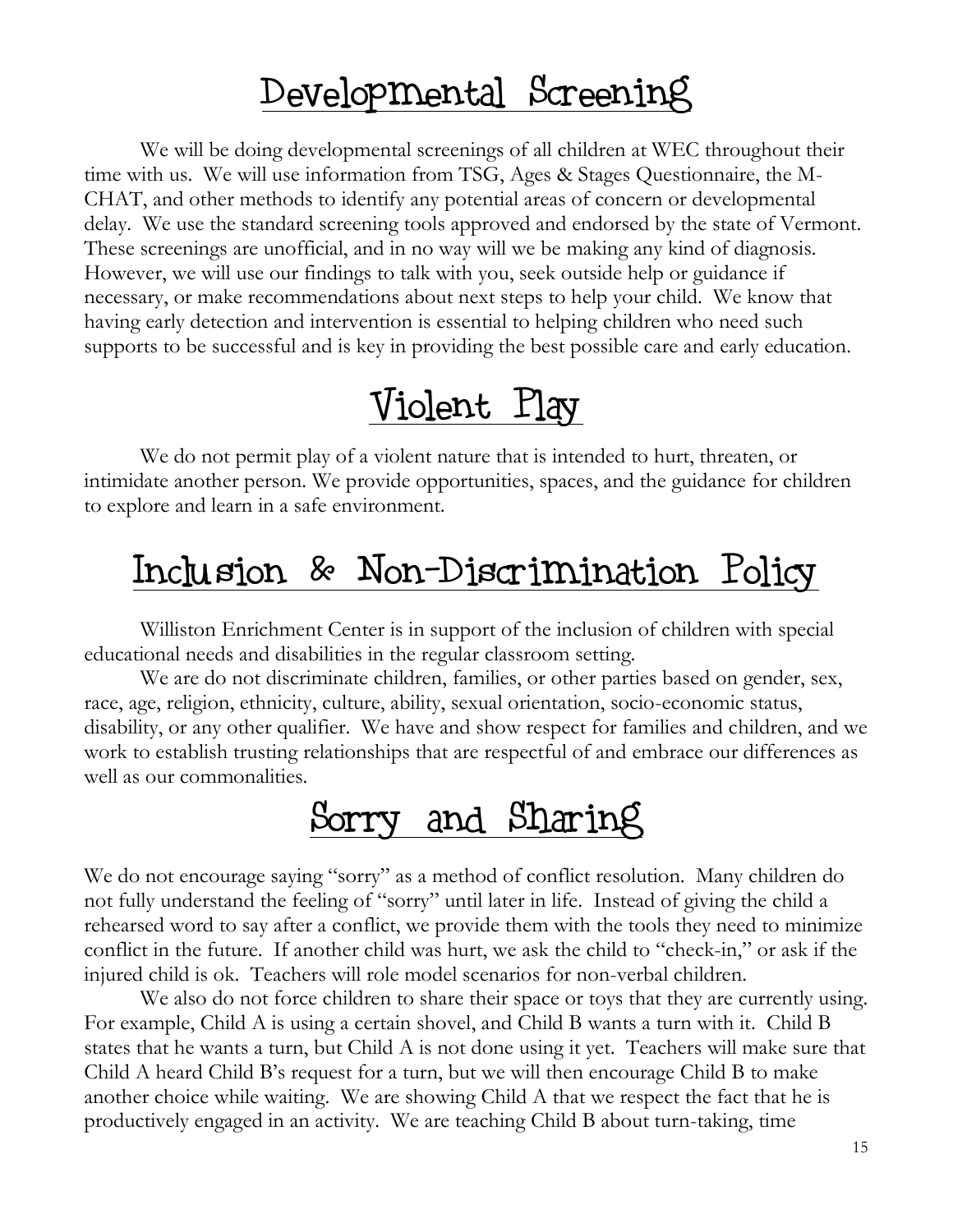# Developmental Screening

We will be doing developmental screenings of all children at WEC throughout their time with us. We will use information from TSG, Ages & Stages Questionnaire, the M-CHAT, and other methods to identify any potential areas of concern or developmental delay. We use the standard screening tools approved and endorsed by the state of Vermont. These screenings are unofficial, and in no way will we be making any kind of diagnosis. However, we will use our findings to talk with you, seek outside help or guidance if necessary, or make recommendations about next steps to help your child. We know that having early detection and intervention is essential to helping children who need such supports to be successful and is key in providing the best possible care and early education.

# Violent Play

We do not permit play of a violent nature that is intended to hurt, threaten, or intimidate another person. We provide opportunities, spaces, and the guidance for children to explore and learn in a safe environment.

# Inclusion & Non-Discrimination Policy

Williston Enrichment Center is in support of the inclusion of children with special educational needs and disabilities in the regular classroom setting.

We are do not discriminate children, families, or other parties based on gender, sex, race, age, religion, ethnicity, culture, ability, sexual orientation, socio-economic status, disability, or any other qualifier. We have and show respect for families and children, and we work to establish trusting relationships that are respectful of and embrace our differences as well as our commonalities.

# Sorry and Sharing

We do not encourage saying "sorry" as a method of conflict resolution. Many children do not fully understand the feeling of "sorry" until later in life. Instead of giving the child a rehearsed word to say after a conflict, we provide them with the tools they need to minimize conflict in the future. If another child was hurt, we ask the child to "check-in," or ask if the injured child is ok. Teachers will role model scenarios for non-verbal children.

We also do not force children to share their space or toys that they are currently using. For example, Child A is using a certain shovel, and Child B wants a turn with it. Child B states that he wants a turn, but Child A is not done using it yet. Teachers will make sure that Child A heard Child B's request for a turn, but we will then encourage Child B to make another choice while waiting. We are showing Child A that we respect the fact that he is productively engaged in an activity. We are teaching Child B about turn-taking, time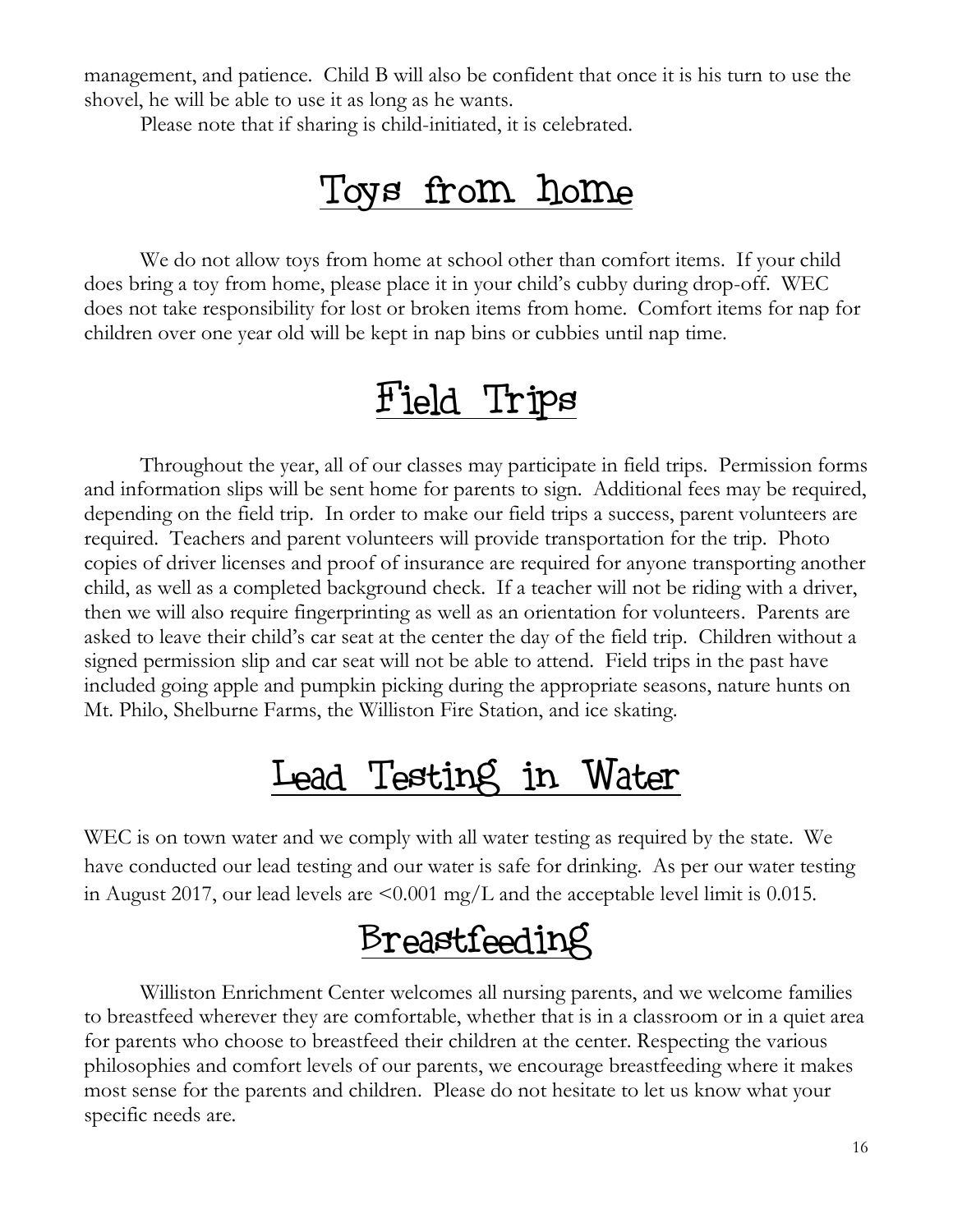management, and patience. Child B will also be confident that once it is his turn to use the shovel, he will be able to use it as long as he wants.

Please note that if sharing is child-initiated, it is celebrated.

# Toys from home

We do not allow toys from home at school other than comfort items. If your child does bring a toy from home, please place it in your child's cubby during drop-off. WEC does not take responsibility for lost or broken items from home. Comfort items for nap for children over one year old will be kept in nap bins or cubbies until nap time.

# Field Trips

Throughout the year, all of our classes may participate in field trips. Permission forms and information slips will be sent home for parents to sign. Additional fees may be required, depending on the field trip. In order to make our field trips a success, parent volunteers are required. Teachers and parent volunteers will provide transportation for the trip. Photo copies of driver licenses and proof of insurance are required for anyone transporting another child, as well as a completed background check. If a teacher will not be riding with a driver, then we will also require fingerprinting as well as an orientation for volunteers. Parents are asked to leave their child's car seat at the center the day of the field trip. Children without a signed permission slip and car seat will not be able to attend. Field trips in the past have included going apple and pumpkin picking during the appropriate seasons, nature hunts on Mt. Philo, Shelburne Farms, the Williston Fire Station, and ice skating.

# Lead Testing in Water

WEC is on town water and we comply with all water testing as required by the state. We have conducted our lead testing and our water is safe for drinking. As per our water testing in August 2017, our lead levels are <0.001 mg/L and the acceptable level limit is 0.015.

# Breastfeeding

Williston Enrichment Center welcomes all nursing parents, and we welcome families to breastfeed wherever they are comfortable, whether that is in a classroom or in a quiet area for parents who choose to breastfeed their children at the center. Respecting the various philosophies and comfort levels of our parents, we encourage breastfeeding where it makes most sense for the parents and children. Please do not hesitate to let us know what your specific needs are.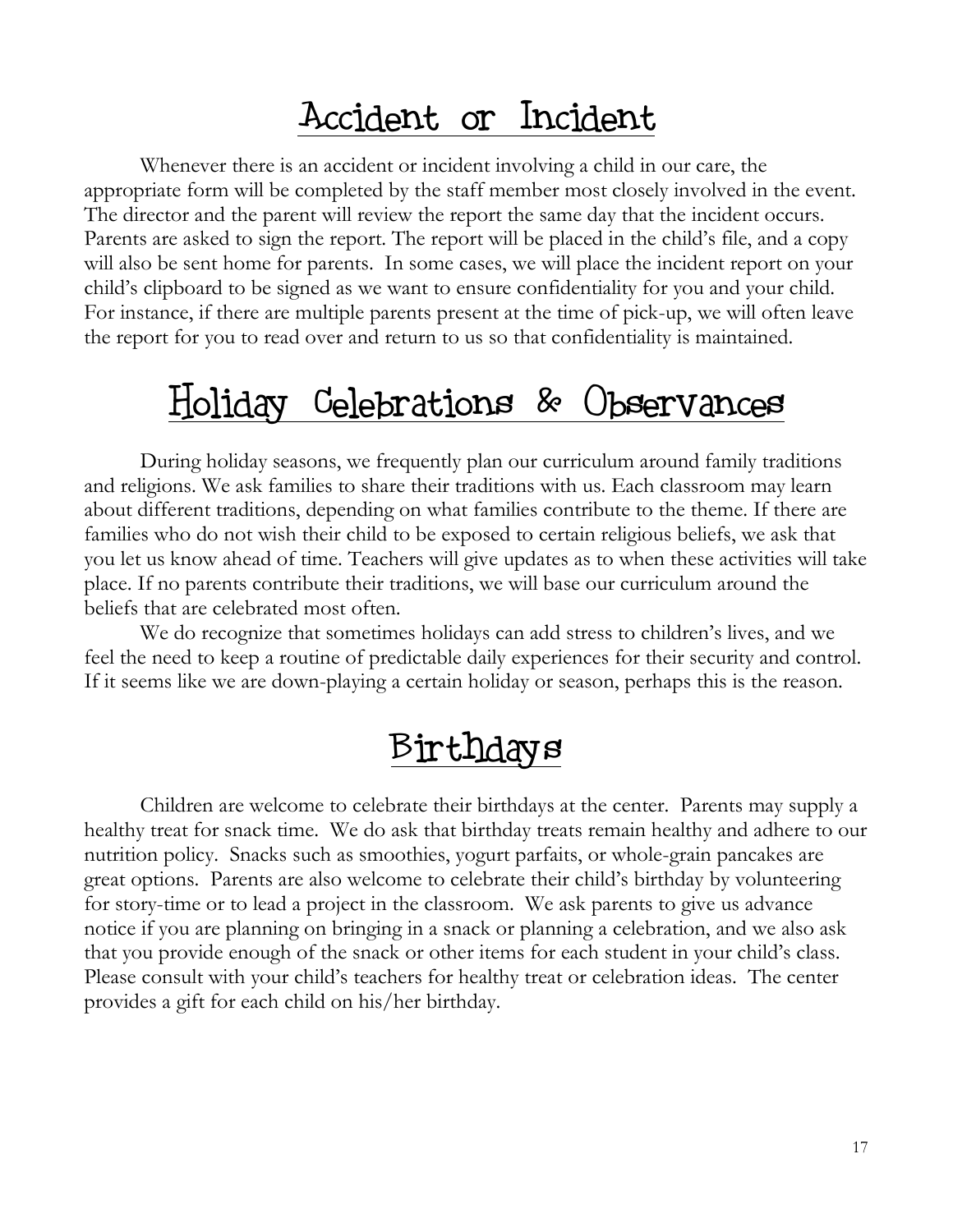# Accident or Incident

Whenever there is an accident or incident involving a child in our care, the appropriate form will be completed by the staff member most closely involved in the event. The director and the parent will review the report the same day that the incident occurs. Parents are asked to sign the report. The report will be placed in the child's file, and a copy will also be sent home for parents. In some cases, we will place the incident report on your child's clipboard to be signed as we want to ensure confidentiality for you and your child. For instance, if there are multiple parents present at the time of pick-up, we will often leave the report for you to read over and return to us so that confidentiality is maintained.

# Holiday Celebrations & Observances

During holiday seasons, we frequently plan our curriculum around family traditions and religions. We ask families to share their traditions with us. Each classroom may learn about different traditions, depending on what families contribute to the theme. If there are families who do not wish their child to be exposed to certain religious beliefs, we ask that you let us know ahead of time. Teachers will give updates as to when these activities will take place. If no parents contribute their traditions, we will base our curriculum around the beliefs that are celebrated most often.

We do recognize that sometimes holidays can add stress to children's lives, and we feel the need to keep a routine of predictable daily experiences for their security and control. If it seems like we are down-playing a certain holiday or season, perhaps this is the reason.

# Birthdays

Children are welcome to celebrate their birthdays at the center. Parents may supply a healthy treat for snack time. We do ask that birthday treats remain healthy and adhere to our nutrition policy. Snacks such as smoothies, yogurt parfaits, or whole-grain pancakes are great options. Parents are also welcome to celebrate their child's birthday by volunteering for story-time or to lead a project in the classroom. We ask parents to give us advance notice if you are planning on bringing in a snack or planning a celebration, and we also ask that you provide enough of the snack or other items for each student in your child's class. Please consult with your child's teachers for healthy treat or celebration ideas. The center provides a gift for each child on his/her birthday.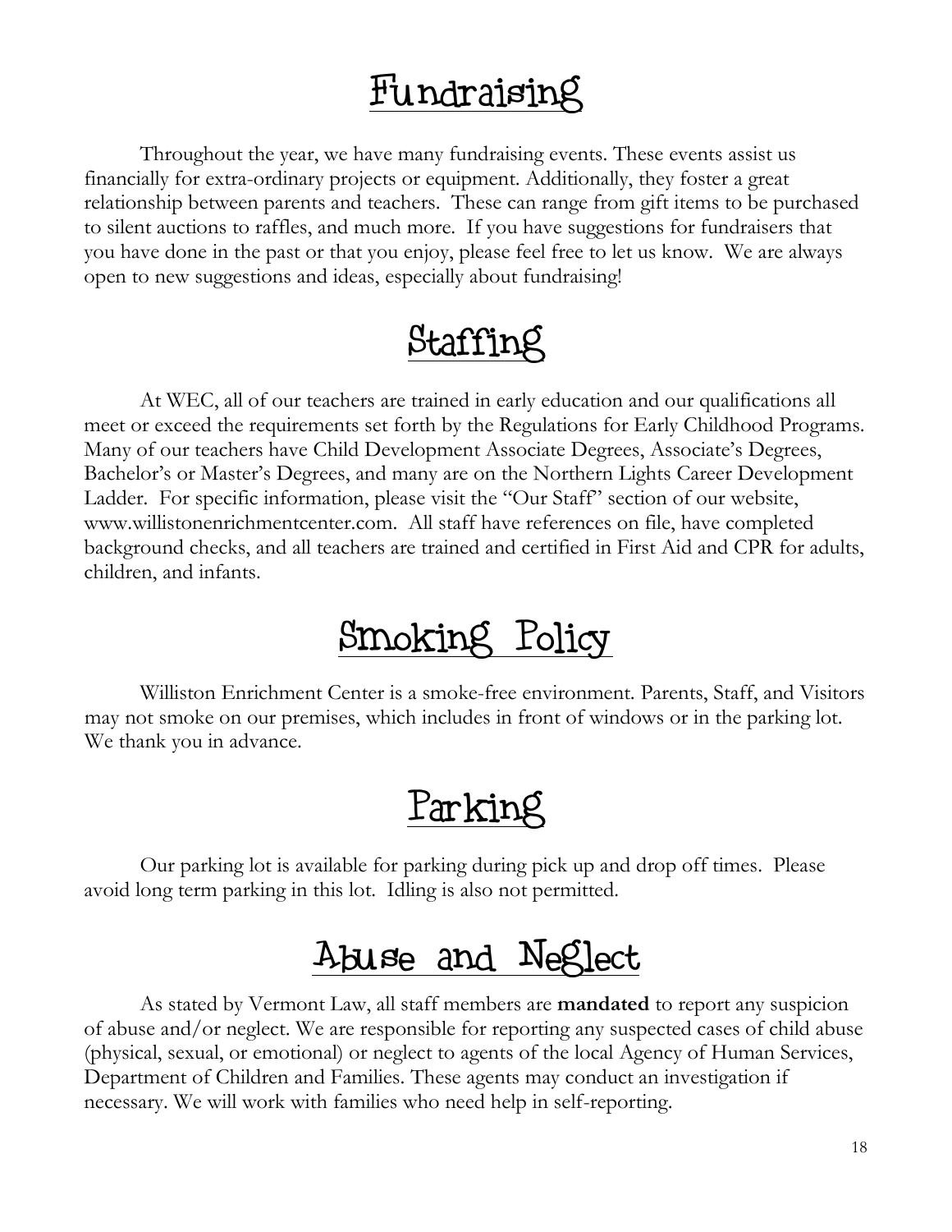# Fundraising

Throughout the year, we have many fundraising events. These events assist us financially for extra-ordinary projects or equipment. Additionally, they foster a great relationship between parents and teachers. These can range from gift items to be purchased to silent auctions to raffles, and much more. If you have suggestions for fundraisers that you have done in the past or that you enjoy, please feel free to let us know. We are always open to new suggestions and ideas, especially about fundraising!

# Staffing

At WEC, all of our teachers are trained in early education and our qualifications all meet or exceed the requirements set forth by the Regulations for Early Childhood Programs. Many of our teachers have Child Development Associate Degrees, Associate's Degrees, Bachelor's or Master's Degrees, and many are on the Northern Lights Career Development Ladder. For specific information, please visit the "Our Staff" section of our website, www.willistonenrichmentcenter.com. All staff have references on file, have completed background checks, and all teachers are trained and certified in First Aid and CPR for adults, children, and infants.

# Smoking Policy

Williston Enrichment Center is a smoke-free environment. Parents, Staff, and Visitors may not smoke on our premises, which includes in front of windows or in the parking lot. We thank you in advance.

# Parking

Our parking lot is available for parking during pick up and drop off times. Please avoid long term parking in this lot. Idling is also not permitted.

# Abuse and Neglect

As stated by Vermont Law, all staff members are **mandated** to report any suspicion of abuse and/or neglect. We are responsible for reporting any suspected cases of child abuse (physical, sexual, or emotional) or neglect to agents of the local Agency of Human Services, Department of Children and Families. These agents may conduct an investigation if necessary. We will work with families who need help in self-reporting.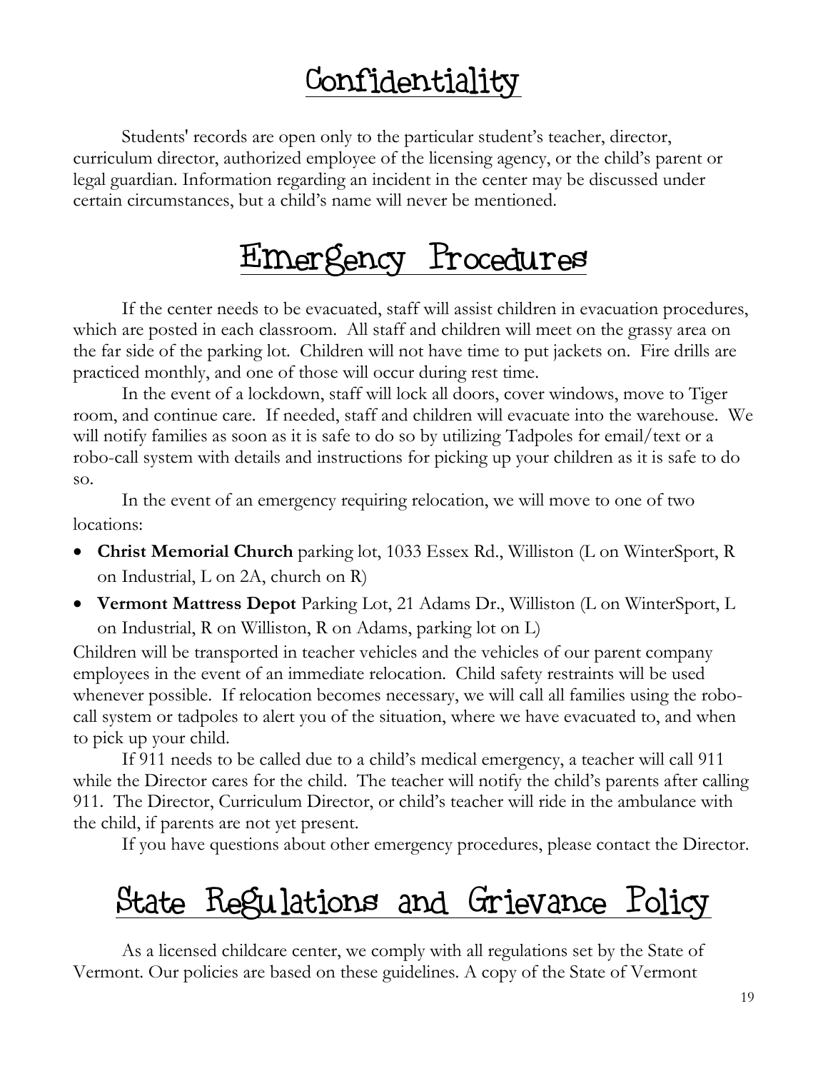# Confidentiality

Students' records are open only to the particular student's teacher, director, curriculum director, authorized employee of the licensing agency, or the child's parent or legal guardian. Information regarding an incident in the center may be discussed under certain circumstances, but a child's name will never be mentioned.

# Emergency Procedures

If the center needs to be evacuated, staff will assist children in evacuation procedures, which are posted in each classroom. All staff and children will meet on the grassy area on the far side of the parking lot. Children will not have time to put jackets on. Fire drills are practiced monthly, and one of those will occur during rest time.

In the event of a lockdown, staff will lock all doors, cover windows, move to Tiger room, and continue care. If needed, staff and children will evacuate into the warehouse. We will notify families as soon as it is safe to do so by utilizing Tadpoles for email/text or a robo-call system with details and instructions for picking up your children as it is safe to do so.

In the event of an emergency requiring relocation, we will move to one of two locations:

- **Christ Memorial Church** parking lot, 1033 Essex Rd., Williston (L on WinterSport, R on Industrial, L on 2A, church on R)
- **Vermont Mattress Depot** Parking Lot, 21 Adams Dr., Williston (L on WinterSport, L on Industrial, R on Williston, R on Adams, parking lot on L)

Children will be transported in teacher vehicles and the vehicles of our parent company employees in the event of an immediate relocation. Child safety restraints will be used whenever possible. If relocation becomes necessary, we will call all families using the robo-call system or tadpoles to alert you of the situation, where we have evacuated to, and when to pick up your child.

If 911 needs to be called due to a child's medical emergency, a teacher will call 911 while the Director cares for the child. The teacher will notify the child's parents after calling 911. The Director, Curriculum Director, or child's teacher will ride in the ambulance with the child, if parents are not yet present.

If you have questions about other emergency procedures, please contact the Director.

# State Regulations and Grievance Policy

As a licensed childcare center, we comply with all regulations set by the State of Vermont. Our policies are based on these guidelines. A copy of the State of Vermont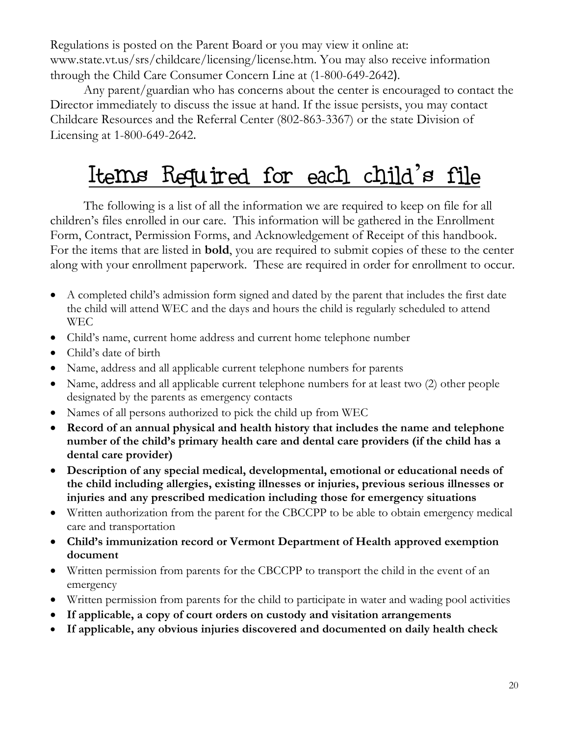Regulations is posted on the Parent Board or you may view it online at: www.state.vt.us/srs/childcare/licensing/license.htm. You may also receive information through the Child Care Consumer Concern Line at (1-800-649-2642).

Any parent/guardian who has concerns about the center is encouraged to contact the Director immediately to discuss the issue at hand. If the issue persists, you may contact Childcare Resources and the Referral Center (802-863-3367) or the state Division of Licensing at 1-800-649-2642.

# Items Required for each child's file

The following is a list of all the information we are required to keep on file for all children's files enrolled in our care. This information will be gathered in the Enrollment Form, Contract, Permission Forms, and Acknowledgement of Receipt of this handbook. For the items that are listed in **bold**, you are required to submit copies of these to the center along with your enrollment paperwork. These are required in order for enrollment to occur.

- A completed child's admission form signed and dated by the parent that includes the first date the child will attend WEC and the days and hours the child is regularly scheduled to attend WEC
- Child's name, current home address and current home telephone number
- Child's date of birth
- Name, address and all applicable current telephone numbers for parents
- Name, address and all applicable current telephone numbers for at least two (2) other people designated by the parents as emergency contacts
- Names of all persons authorized to pick the child up from WEC
- **Record of an annual physical and health history that includes the name and telephone number of the child's primary health care and dental care providers (if the child has a dental care provider)**
- **Description of any special medical, developmental, emotional or educational needs of the child including allergies, existing illnesses or injuries, previous serious illnesses or injuries and any prescribed medication including those for emergency situations**
- Written authorization from the parent for the CBCCPP to be able to obtain emergency medical care and transportation
- **Child's immunization record or Vermont Department of Health approved exemption document**
- Written permission from parents for the CBCCPP to transport the child in the event of an emergency
- Written permission from parents for the child to participate in water and wading pool activities
- **If applicable, a copy of court orders on custody and visitation arrangements**
- **If applicable, any obvious injuries discovered and documented on daily health check**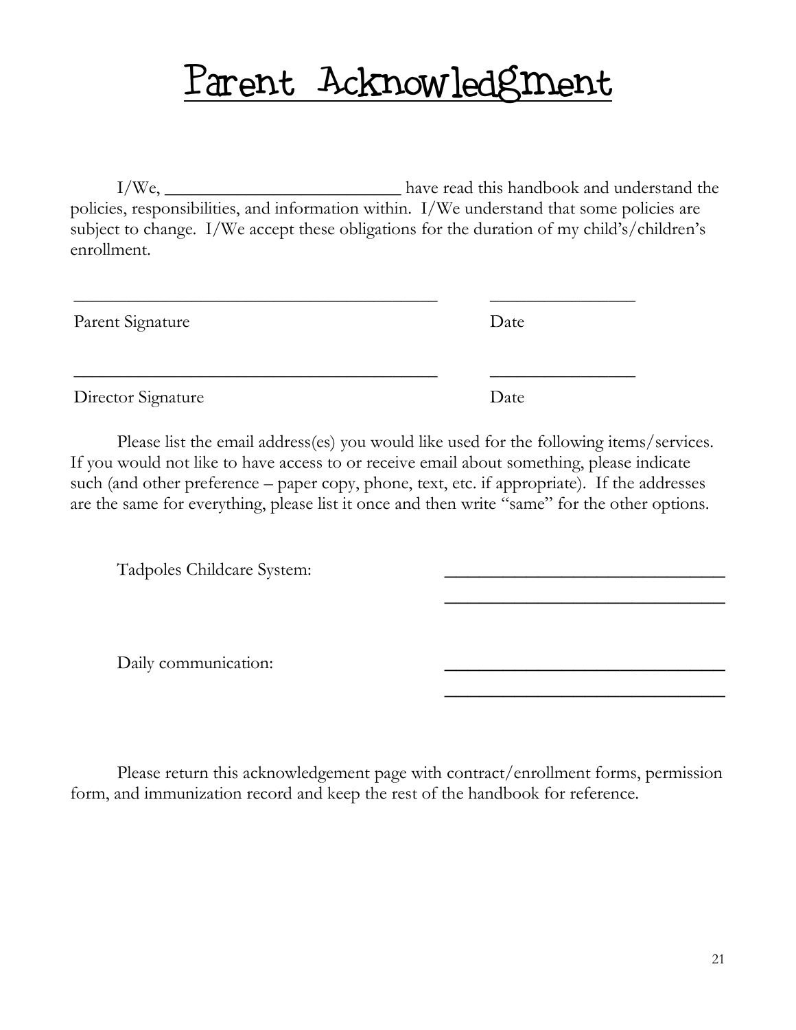# Parent Acknowledgment

I/We, ___________________________ have read this handbook and understand the policies, responsibilities, and information within. I/We understand that some policies are subject to change. I/We accept these obligations for the duration of my child's/children's enrollment.

_________________________________________ &nbsp;&nbsp;&nbsp;&nbsp; ________________

Parent Signature &nbsp;&nbsp;&nbsp;&nbsp; Date

_________________________________________ &nbsp;&nbsp;&nbsp;&nbsp; ________________

Director Signature &nbsp;&nbsp;&nbsp;&nbsp; Date

Please list the email address(es) you would like used for the following items/services. If you would not like to have access to or receive email about something, please indicate such (and other preference – paper copy, phone, text, etc. if appropriate). If the addresses are the same for everything, please list it once and then write "same" for the other options.

Tadpoles Childcare System: ______________________________

______________________________

Daily communication: ______________________________

______________________________

Please return this acknowledgement page with contract/enrollment forms, permission form, and immunization record and keep the rest of the handbook for reference.